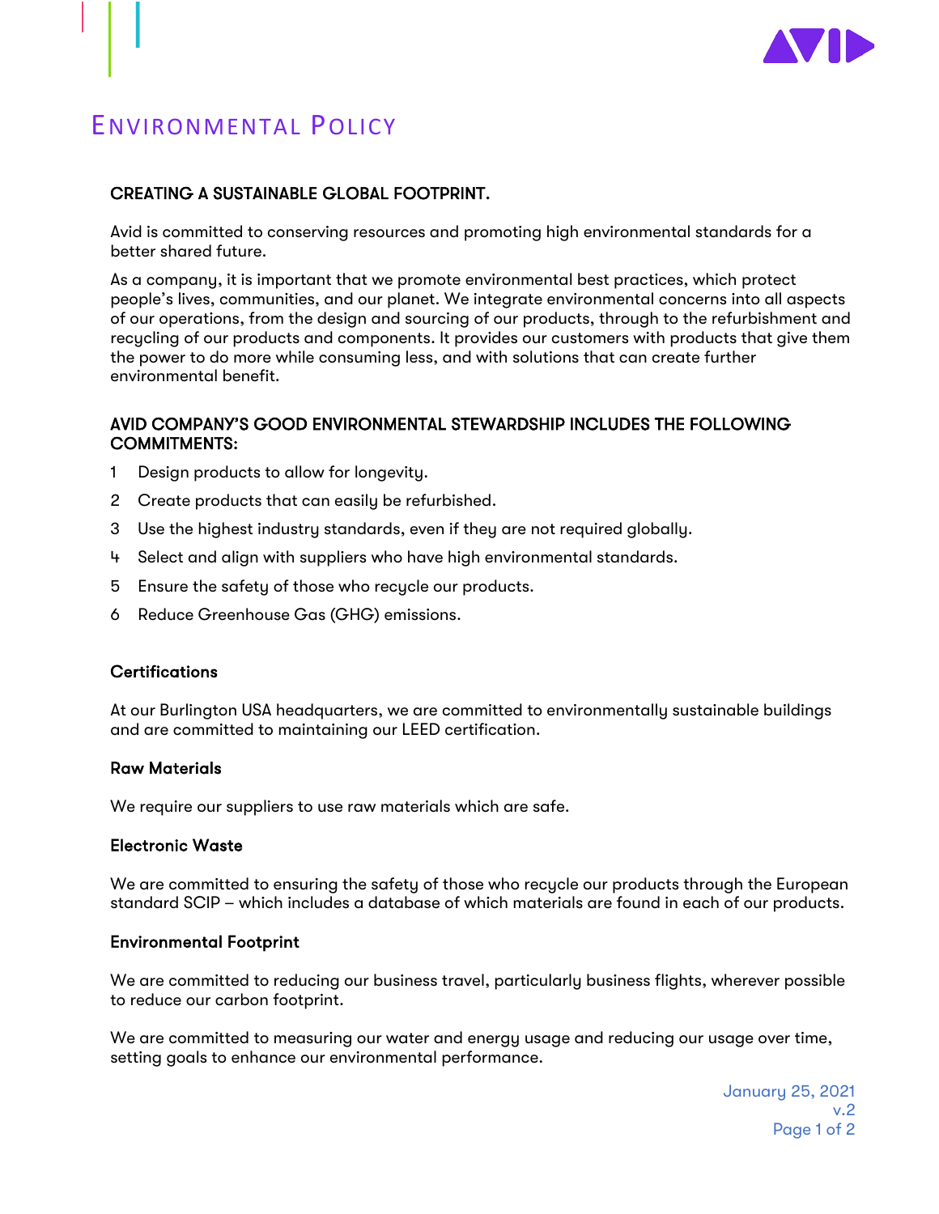# Environmental Policy

## CREATING A SUSTAINABLE GLOBAL FOOTPRINT.

Avid is committed to conserving resources and promoting high environmental standards for a better shared future.

As a company, it is important that we promote environmental best practices, which protect people's lives, communities, and our planet. We integrate environmental concerns into all aspects of our operations, from the design and sourcing of our products, through to the refurbishment and recycling of our products and components. It provides our customers with products that give them the power to do more while consuming less, and with solutions that can create further environmental benefit.

## AVID COMPANY'S GOOD ENVIRONMENTAL STEWARDSHIP INCLUDES THE FOLLOWING COMMITMENTS:

1. Design products to allow for longevity.
2. Create products that can easily be refurbished.
3. Use the highest industry standards, even if they are not required globally.
4. Select and align with suppliers who have high environmental standards.
5. Ensure the safety of those who recycle our products.
6. Reduce Greenhouse Gas (GHG) emissions.

### Certifications

At our Burlington USA headquarters, we are committed to environmentally sustainable buildings and are committed to maintaining our LEED certification.

### Raw Materials

We require our suppliers to use raw materials which are safe.

### Electronic Waste

We are committed to ensuring the safety of those who recycle our products through the European standard SCIP – which includes a database of which materials are found in each of our products.

### Environmental Footprint

We are committed to reducing our business travel, particularly business flights, wherever possible to reduce our carbon footprint.

We are committed to measuring our water and energy usage and reducing our usage over time, setting goals to enhance our environmental performance.

January 25, 2021
v.2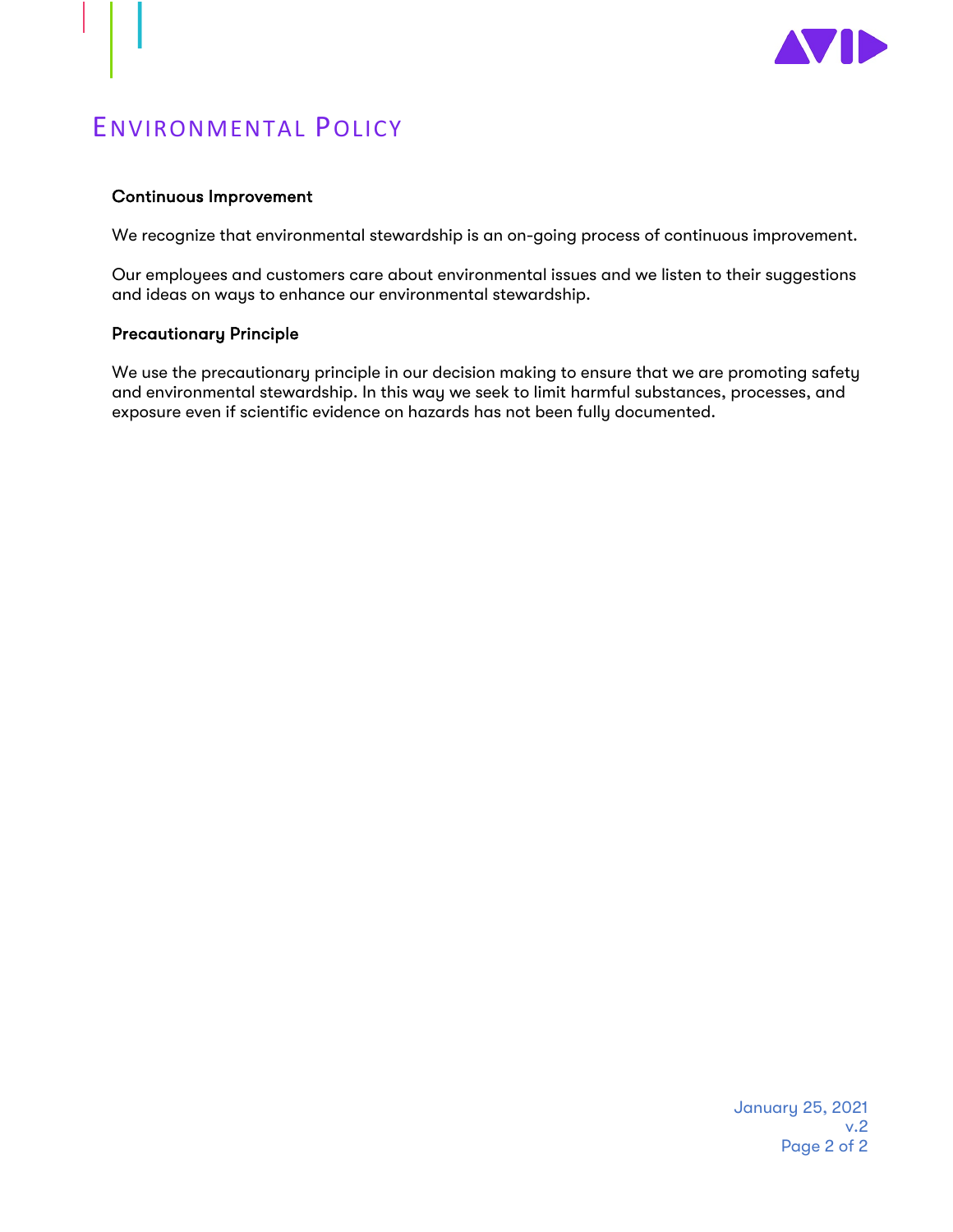# Environmental Policy

**Continuous Improvement**

We recognize that environmental stewardship is an on-going process of continuous improvement.

Our employees and customers care about environmental issues and we listen to their suggestions and ideas on ways to enhance our environmental stewardship.

**Precautionary Principle**

We use the precautionary principle in our decision making to ensure that we are promoting safety and environmental stewardship. In this way we seek to limit harmful substances, processes, and exposure even if scientific evidence on hazards has not been fully documented.